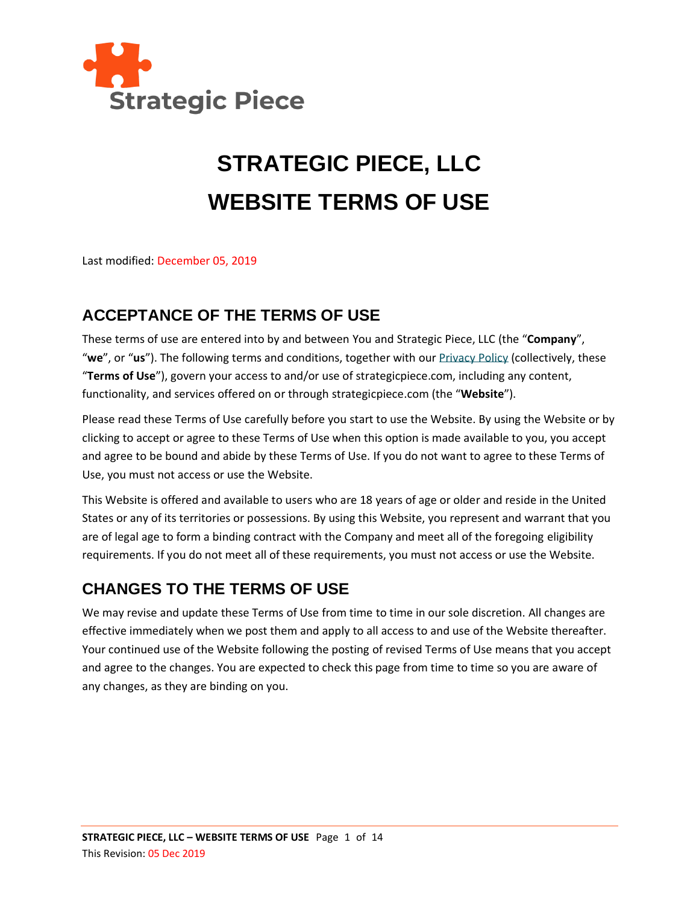Strategic Piece

# STRATEGIC PIECE, LLC
# WEBSITE TERMS OF USE

Last modified: December 05, 2019

## ACCEPTANCE OF THE TERMS OF USE

These terms of use are entered into by and between You and Strategic Piece, LLC (the "**Company**", "**we**", or "**us**"). The following terms and conditions, together with our Privacy Policy (collectively, these "**Terms of Use**"), govern your access to and/or use of strategicpiece.com, including any content, functionality, and services offered on or through strategicpiece.com (the "**Website**").

Please read these Terms of Use carefully before you start to use the Website. By using the Website or by clicking to accept or agree to these Terms of Use when this option is made available to you, you accept and agree to be bound and abide by these Terms of Use. If you do not want to agree to these Terms of Use, you must not access or use the Website.

This Website is offered and available to users who are 18 years of age or older and reside in the United States or any of its territories or possessions. By using this Website, you represent and warrant that you are of legal age to form a binding contract with the Company and meet all of the foregoing eligibility requirements. If you do not meet all of these requirements, you must not access or use the Website.

## CHANGES TO THE TERMS OF USE

We may revise and update these Terms of Use from time to time in our sole discretion. All changes are effective immediately when we post them and apply to all access to and use of the Website thereafter. Your continued use of the Website following the posting of revised Terms of Use means that you accept and agree to the changes. You are expected to check this page from time to time so you are aware of any changes, as they are binding on you.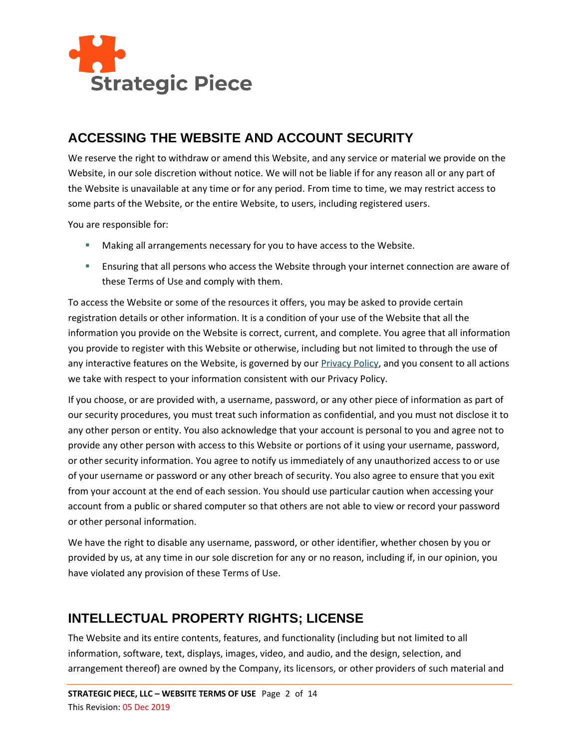## ACCESSING THE WEBSITE AND ACCOUNT SECURITY

We reserve the right to withdraw or amend this Website, and any service or material we provide on the Website, in our sole discretion without notice. We will not be liable if for any reason all or any part of the Website is unavailable at any time or for any period. From time to time, we may restrict access to some parts of the Website, or the entire Website, to users, including registered users.

You are responsible for:

- Making all arrangements necessary for you to have access to the Website.
- Ensuring that all persons who access the Website through your internet connection are aware of these Terms of Use and comply with them.

To access the Website or some of the resources it offers, you may be asked to provide certain registration details or other information. It is a condition of your use of the Website that all the information you provide on the Website is correct, current, and complete. You agree that all information you provide to register with this Website or otherwise, including but not limited to through the use of any interactive features on the Website, is governed by our Privacy Policy, and you consent to all actions we take with respect to your information consistent with our Privacy Policy.

If you choose, or are provided with, a username, password, or any other piece of information as part of our security procedures, you must treat such information as confidential, and you must not disclose it to any other person or entity. You also acknowledge that your account is personal to you and agree not to provide any other person with access to this Website or portions of it using your username, password, or other security information. You agree to notify us immediately of any unauthorized access to or use of your username or password or any other breach of security. You also agree to ensure that you exit from your account at the end of each session. You should use particular caution when accessing your account from a public or shared computer so that others are not able to view or record your password or other personal information.

We have the right to disable any username, password, or other identifier, whether chosen by you or provided by us, at any time in our sole discretion for any or no reason, including if, in our opinion, you have violated any provision of these Terms of Use.

## INTELLECTUAL PROPERTY RIGHTS; LICENSE

The Website and its entire contents, features, and functionality (including but not limited to all information, software, text, displays, images, video, and audio, and the design, selection, and arrangement thereof) are owned by the Company, its licensors, or other providers of such material and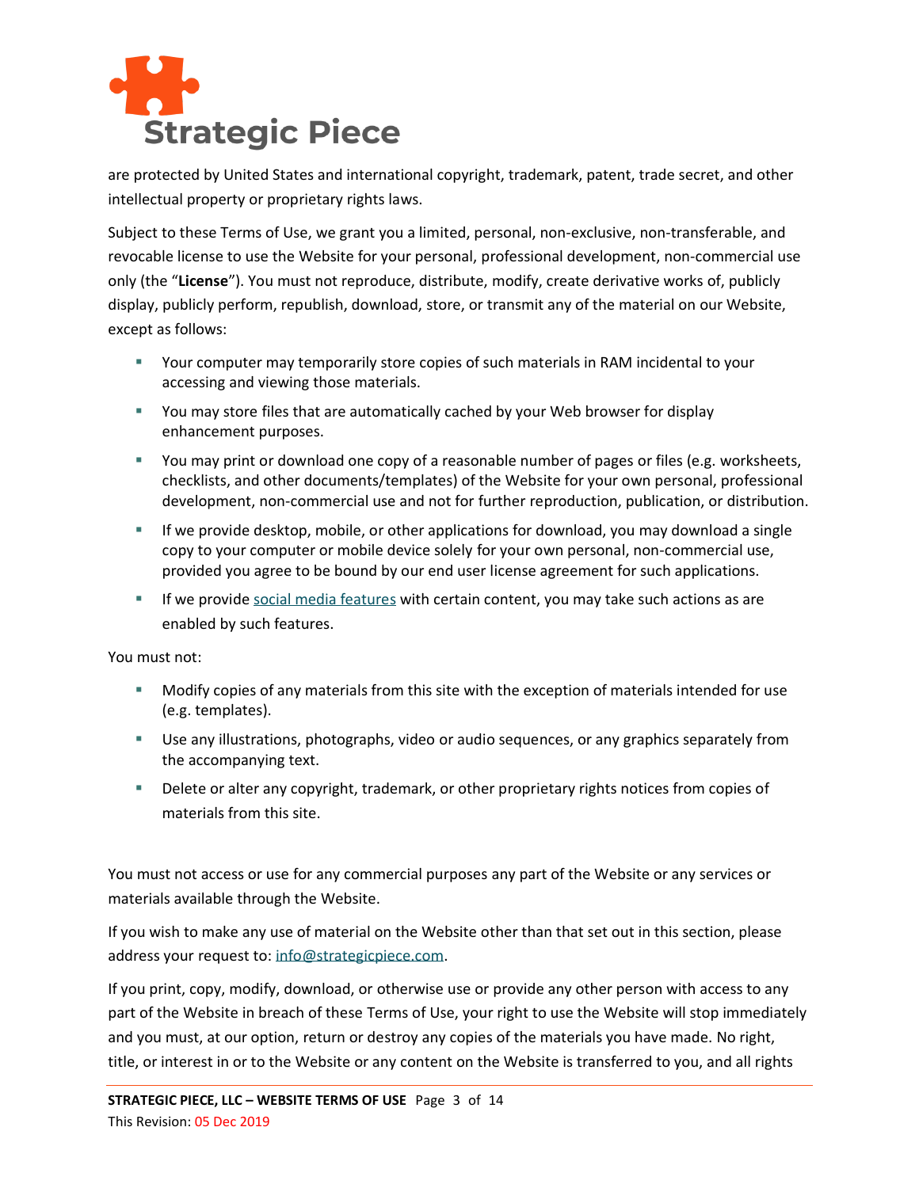are protected by United States and international copyright, trademark, patent, trade secret, and other intellectual property or proprietary rights laws.

Subject to these Terms of Use, we grant you a limited, personal, non-exclusive, non-transferable, and revocable license to use the Website for your personal, professional development, non-commercial use only (the "**License**"). You must not reproduce, distribute, modify, create derivative works of, publicly display, publicly perform, republish, download, store, or transmit any of the material on our Website, except as follows:

- Your computer may temporarily store copies of such materials in RAM incidental to your accessing and viewing those materials.
- You may store files that are automatically cached by your Web browser for display enhancement purposes.
- You may print or download one copy of a reasonable number of pages or files (e.g. worksheets, checklists, and other documents/templates) of the Website for your own personal, professional development, non-commercial use and not for further reproduction, publication, or distribution.
- If we provide desktop, mobile, or other applications for download, you may download a single copy to your computer or mobile device solely for your own personal, non-commercial use, provided you agree to be bound by our end user license agreement for such applications.
- If we provide social media features with certain content, you may take such actions as are enabled by such features.

You must not:

- Modify copies of any materials from this site with the exception of materials intended for use (e.g. templates).
- Use any illustrations, photographs, video or audio sequences, or any graphics separately from the accompanying text.
- Delete or alter any copyright, trademark, or other proprietary rights notices from copies of materials from this site.

You must not access or use for any commercial purposes any part of the Website or any services or materials available through the Website.

If you wish to make any use of material on the Website other than that set out in this section, please address your request to: info@strategicpiece.com.

If you print, copy, modify, download, or otherwise use or provide any other person with access to any part of the Website in breach of these Terms of Use, your right to use the Website will stop immediately and you must, at our option, return or destroy any copies of the materials you have made. No right, title, or interest in or to the Website or any content on the Website is transferred to you, and all rights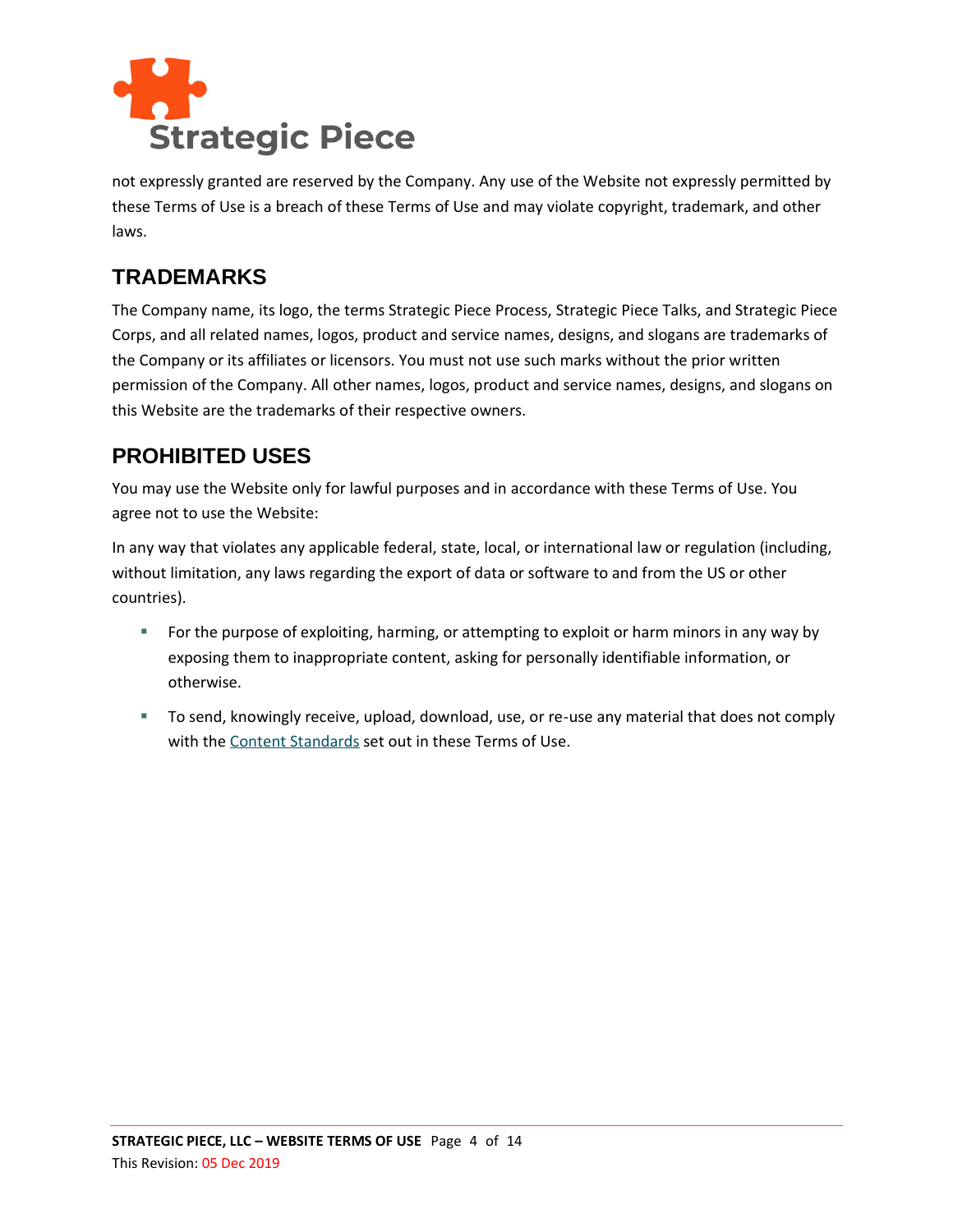not expressly granted are reserved by the Company. Any use of the Website not expressly permitted by these Terms of Use is a breach of these Terms of Use and may violate copyright, trademark, and other laws.

## TRADEMARKS

The Company name, its logo, the terms Strategic Piece Process, Strategic Piece Talks, and Strategic Piece Corps, and all related names, logos, product and service names, designs, and slogans are trademarks of the Company or its affiliates or licensors. You must not use such marks without the prior written permission of the Company. All other names, logos, product and service names, designs, and slogans on this Website are the trademarks of their respective owners.

## PROHIBITED USES

You may use the Website only for lawful purposes and in accordance with these Terms of Use. You agree not to use the Website:

In any way that violates any applicable federal, state, local, or international law or regulation (including, without limitation, any laws regarding the export of data or software to and from the US or other countries).

- For the purpose of exploiting, harming, or attempting to exploit or harm minors in any way by exposing them to inappropriate content, asking for personally identifiable information, or otherwise.
- To send, knowingly receive, upload, download, use, or re-use any material that does not comply with the Content Standards set out in these Terms of Use.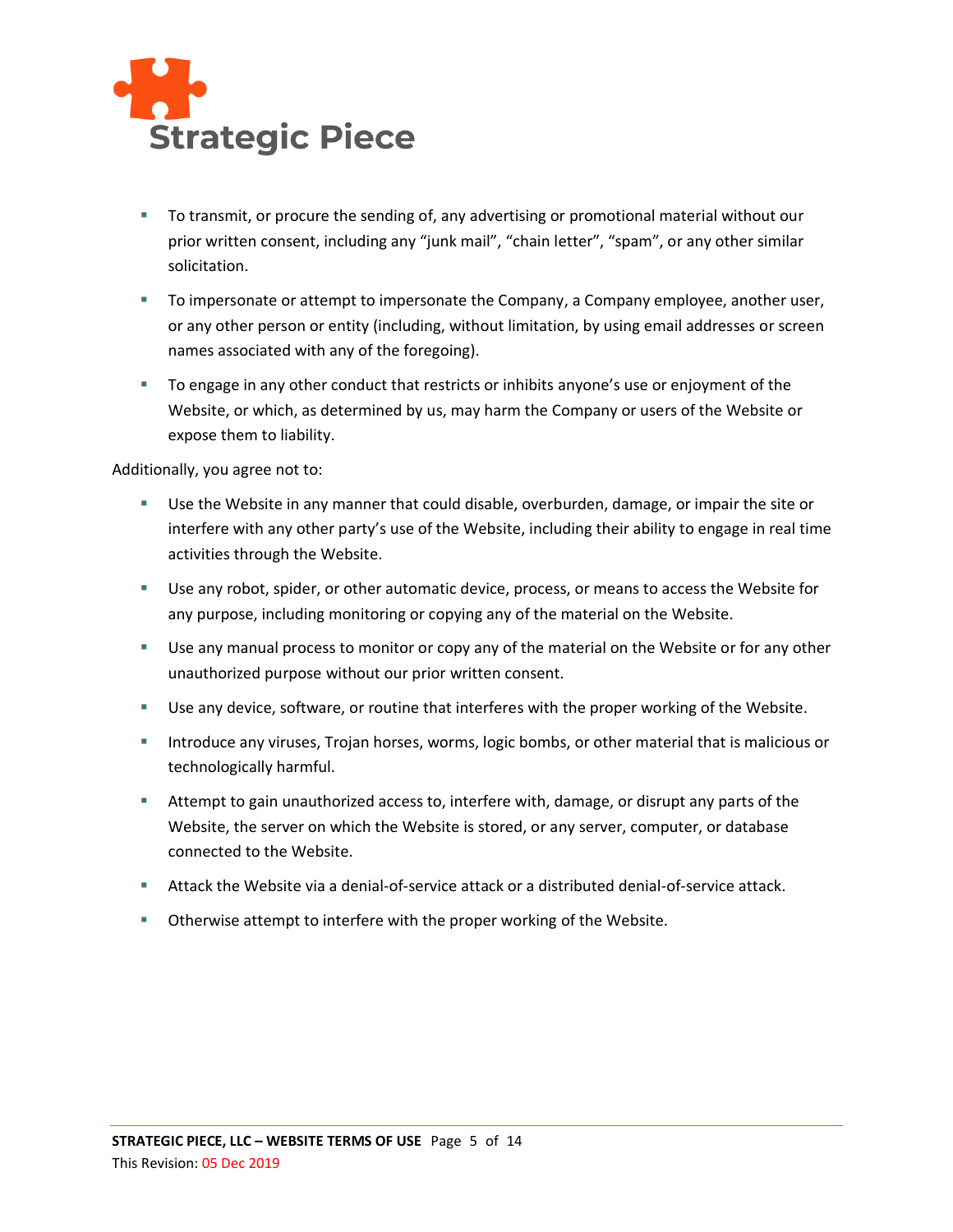- To transmit, or procure the sending of, any advertising or promotional material without our prior written consent, including any "junk mail", "chain letter", "spam", or any other similar solicitation.
- To impersonate or attempt to impersonate the Company, a Company employee, another user, or any other person or entity (including, without limitation, by using email addresses or screen names associated with any of the foregoing).
- To engage in any other conduct that restricts or inhibits anyone's use or enjoyment of the Website, or which, as determined by us, may harm the Company or users of the Website or expose them to liability.

Additionally, you agree not to:

- Use the Website in any manner that could disable, overburden, damage, or impair the site or interfere with any other party's use of the Website, including their ability to engage in real time activities through the Website.
- Use any robot, spider, or other automatic device, process, or means to access the Website for any purpose, including monitoring or copying any of the material on the Website.
- Use any manual process to monitor or copy any of the material on the Website or for any other unauthorized purpose without our prior written consent.
- Use any device, software, or routine that interferes with the proper working of the Website.
- Introduce any viruses, Trojan horses, worms, logic bombs, or other material that is malicious or technologically harmful.
- Attempt to gain unauthorized access to, interfere with, damage, or disrupt any parts of the Website, the server on which the Website is stored, or any server, computer, or database connected to the Website.
- Attack the Website via a denial-of-service attack or a distributed denial-of-service attack.
- Otherwise attempt to interfere with the proper working of the Website.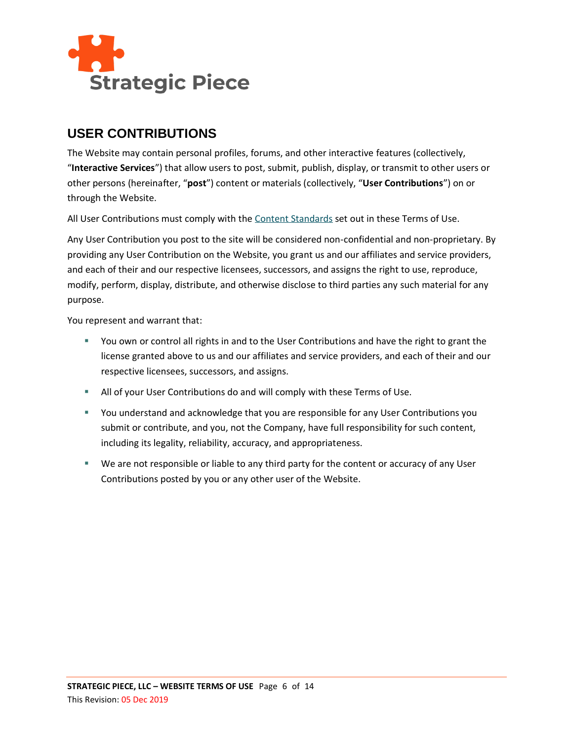## USER CONTRIBUTIONS

The Website may contain personal profiles, forums, and other interactive features (collectively, "**Interactive Services**") that allow users to post, submit, publish, display, or transmit to other users or other persons (hereinafter, "**post**") content or materials (collectively, "**User Contributions**") on or through the Website.

All User Contributions must comply with the Content Standards set out in these Terms of Use.

Any User Contribution you post to the site will be considered non-confidential and non-proprietary. By providing any User Contribution on the Website, you grant us and our affiliates and service providers, and each of their and our respective licensees, successors, and assigns the right to use, reproduce, modify, perform, display, distribute, and otherwise disclose to third parties any such material for any purpose.

You represent and warrant that:

- You own or control all rights in and to the User Contributions and have the right to grant the license granted above to us and our affiliates and service providers, and each of their and our respective licensees, successors, and assigns.
- All of your User Contributions do and will comply with these Terms of Use.
- You understand and acknowledge that you are responsible for any User Contributions you submit or contribute, and you, not the Company, have full responsibility for such content, including its legality, reliability, accuracy, and appropriateness.
- We are not responsible or liable to any third party for the content or accuracy of any User Contributions posted by you or any other user of the Website.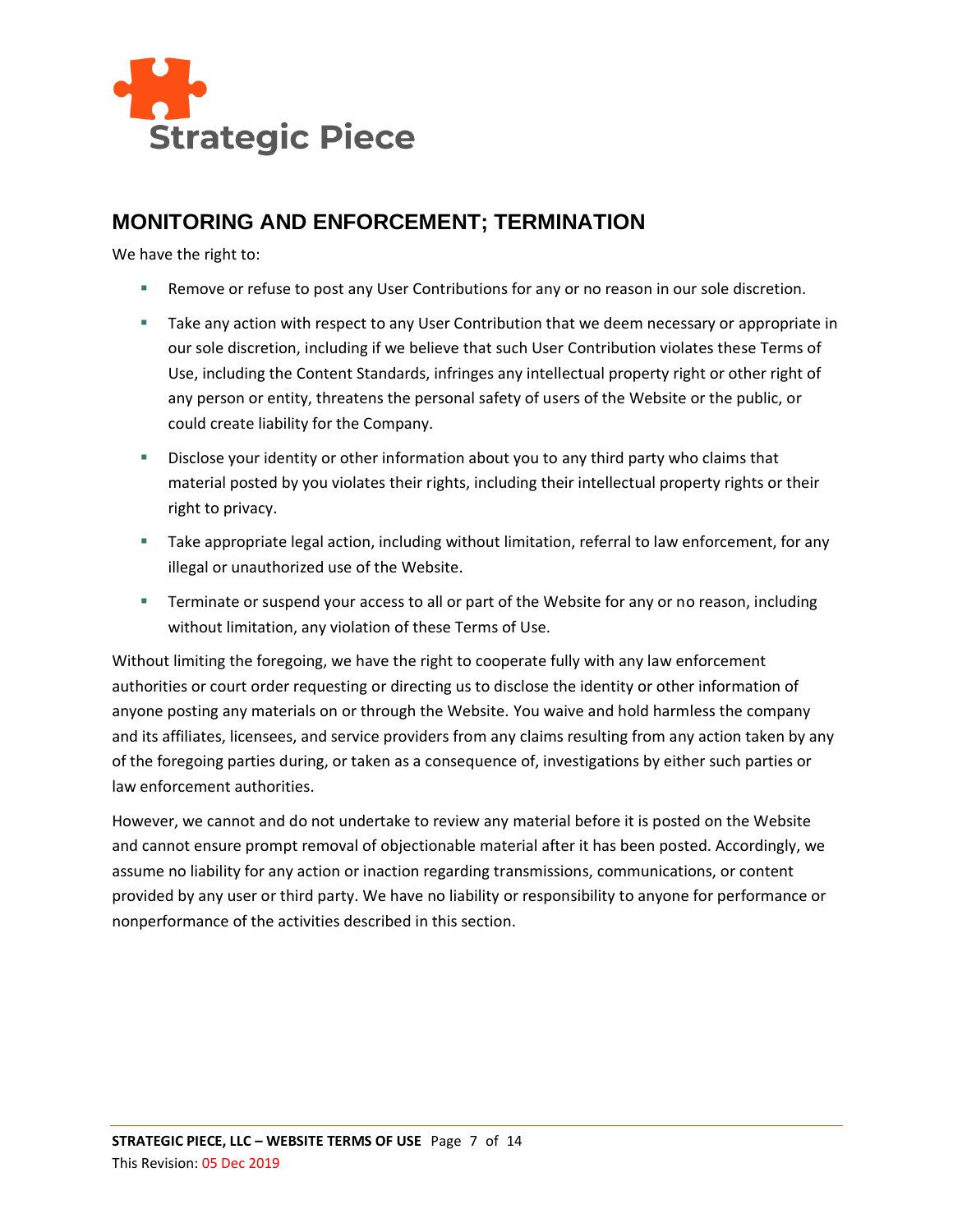## MONITORING AND ENFORCEMENT; TERMINATION

We have the right to:

- Remove or refuse to post any User Contributions for any or no reason in our sole discretion.
- Take any action with respect to any User Contribution that we deem necessary or appropriate in our sole discretion, including if we believe that such User Contribution violates these Terms of Use, including the Content Standards, infringes any intellectual property right or other right of any person or entity, threatens the personal safety of users of the Website or the public, or could create liability for the Company.
- Disclose your identity or other information about you to any third party who claims that material posted by you violates their rights, including their intellectual property rights or their right to privacy.
- Take appropriate legal action, including without limitation, referral to law enforcement, for any illegal or unauthorized use of the Website.
- Terminate or suspend your access to all or part of the Website for any or no reason, including without limitation, any violation of these Terms of Use.

Without limiting the foregoing, we have the right to cooperate fully with any law enforcement authorities or court order requesting or directing us to disclose the identity or other information of anyone posting any materials on or through the Website. You waive and hold harmless the company and its affiliates, licensees, and service providers from any claims resulting from any action taken by any of the foregoing parties during, or taken as a consequence of, investigations by either such parties or law enforcement authorities.

However, we cannot and do not undertake to review any material before it is posted on the Website and cannot ensure prompt removal of objectionable material after it has been posted. Accordingly, we assume no liability for any action or inaction regarding transmissions, communications, or content provided by any user or third party. We have no liability or responsibility to anyone for performance or nonperformance of the activities described in this section.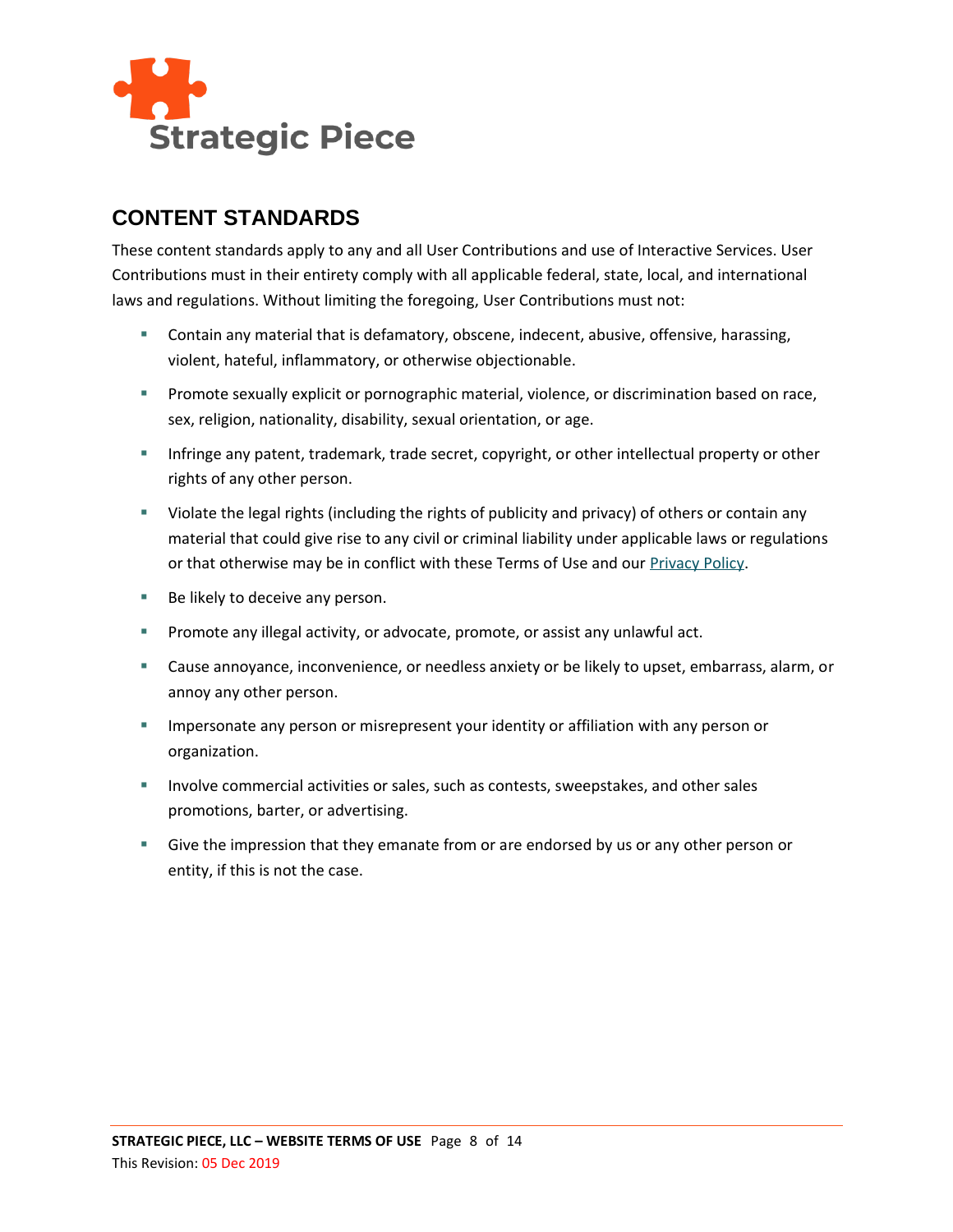## CONTENT STANDARDS

These content standards apply to any and all User Contributions and use of Interactive Services. User Contributions must in their entirety comply with all applicable federal, state, local, and international laws and regulations. Without limiting the foregoing, User Contributions must not:

- Contain any material that is defamatory, obscene, indecent, abusive, offensive, harassing, violent, hateful, inflammatory, or otherwise objectionable.
- Promote sexually explicit or pornographic material, violence, or discrimination based on race, sex, religion, nationality, disability, sexual orientation, or age.
- Infringe any patent, trademark, trade secret, copyright, or other intellectual property or other rights of any other person.
- Violate the legal rights (including the rights of publicity and privacy) of others or contain any material that could give rise to any civil or criminal liability under applicable laws or regulations or that otherwise may be in conflict with these Terms of Use and our Privacy Policy.
- Be likely to deceive any person.
- Promote any illegal activity, or advocate, promote, or assist any unlawful act.
- Cause annoyance, inconvenience, or needless anxiety or be likely to upset, embarrass, alarm, or annoy any other person.
- Impersonate any person or misrepresent your identity or affiliation with any person or organization.
- Involve commercial activities or sales, such as contests, sweepstakes, and other sales promotions, barter, or advertising.
- Give the impression that they emanate from or are endorsed by us or any other person or entity, if this is not the case.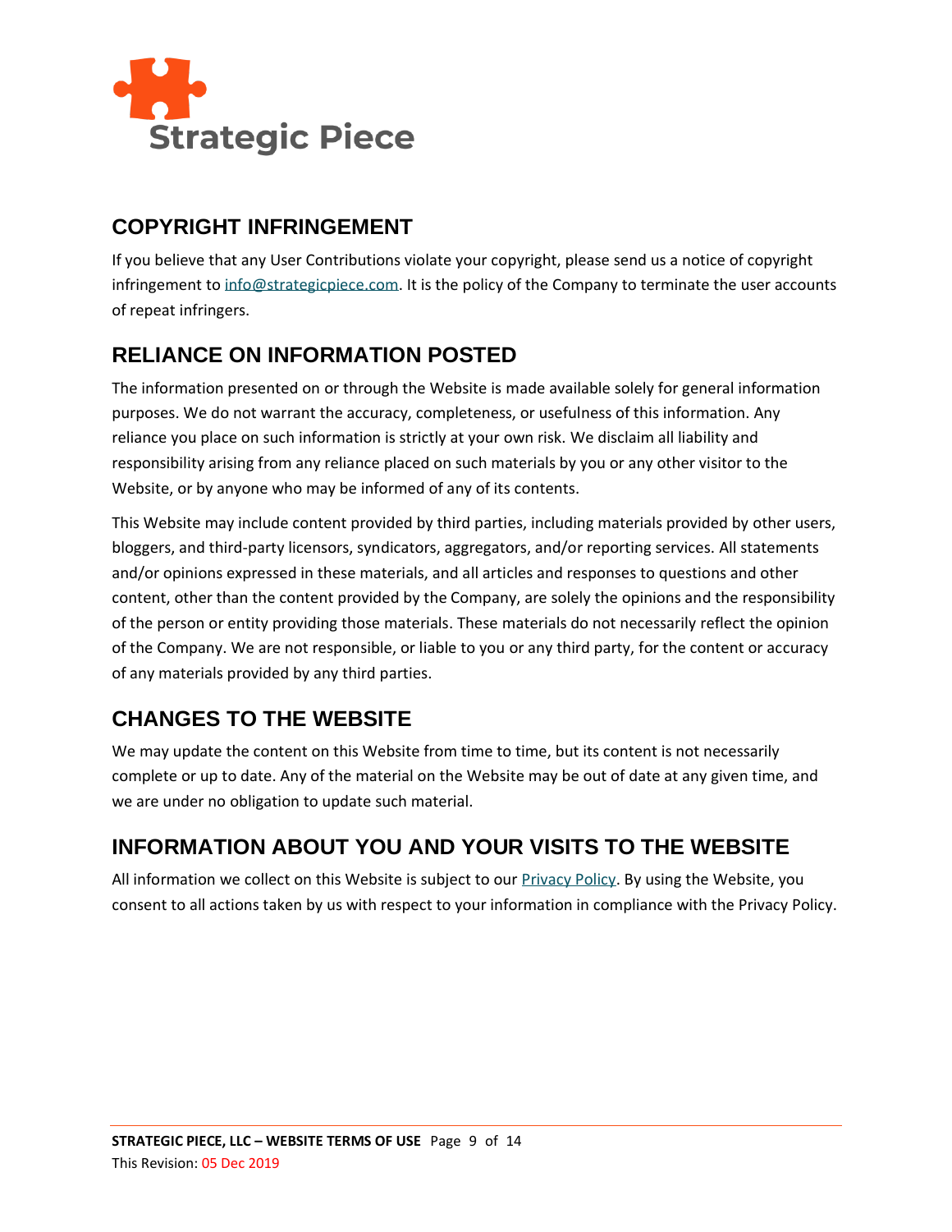## COPYRIGHT INFRINGEMENT

If you believe that any User Contributions violate your copyright, please send us a notice of copyright infringement to info@strategicpiece.com. It is the policy of the Company to terminate the user accounts of repeat infringers.

## RELIANCE ON INFORMATION POSTED

The information presented on or through the Website is made available solely for general information purposes. We do not warrant the accuracy, completeness, or usefulness of this information. Any reliance you place on such information is strictly at your own risk. We disclaim all liability and responsibility arising from any reliance placed on such materials by you or any other visitor to the Website, or by anyone who may be informed of any of its contents.

This Website may include content provided by third parties, including materials provided by other users, bloggers, and third-party licensors, syndicators, aggregators, and/or reporting services. All statements and/or opinions expressed in these materials, and all articles and responses to questions and other content, other than the content provided by the Company, are solely the opinions and the responsibility of the person or entity providing those materials. These materials do not necessarily reflect the opinion of the Company. We are not responsible, or liable to you or any third party, for the content or accuracy of any materials provided by any third parties.

## CHANGES TO THE WEBSITE

We may update the content on this Website from time to time, but its content is not necessarily complete or up to date. Any of the material on the Website may be out of date at any given time, and we are under no obligation to update such material.

## INFORMATION ABOUT YOU AND YOUR VISITS TO THE WEBSITE

All information we collect on this Website is subject to our Privacy Policy. By using the Website, you consent to all actions taken by us with respect to your information in compliance with the Privacy Policy.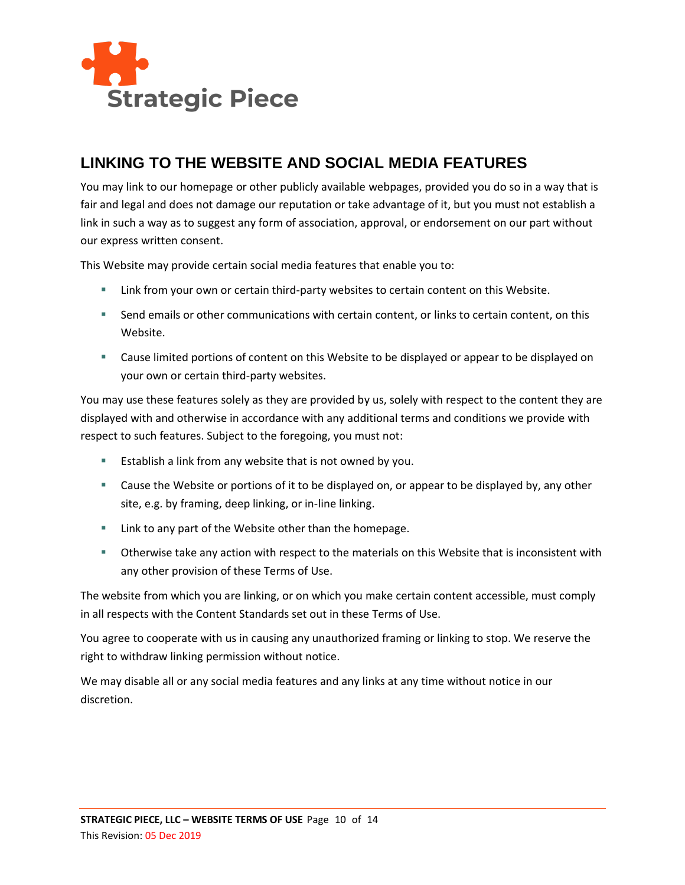## LINKING TO THE WEBSITE AND SOCIAL MEDIA FEATURES

You may link to our homepage or other publicly available webpages, provided you do so in a way that is fair and legal and does not damage our reputation or take advantage of it, but you must not establish a link in such a way as to suggest any form of association, approval, or endorsement on our part without our express written consent.

This Website may provide certain social media features that enable you to:

- Link from your own or certain third-party websites to certain content on this Website.
- Send emails or other communications with certain content, or links to certain content, on this Website.
- Cause limited portions of content on this Website to be displayed or appear to be displayed on your own or certain third-party websites.

You may use these features solely as they are provided by us, solely with respect to the content they are displayed with and otherwise in accordance with any additional terms and conditions we provide with respect to such features. Subject to the foregoing, you must not:

- Establish a link from any website that is not owned by you.
- Cause the Website or portions of it to be displayed on, or appear to be displayed by, any other site, e.g. by framing, deep linking, or in-line linking.
- Link to any part of the Website other than the homepage.
- Otherwise take any action with respect to the materials on this Website that is inconsistent with any other provision of these Terms of Use.

The website from which you are linking, or on which you make certain content accessible, must comply in all respects with the Content Standards set out in these Terms of Use.

You agree to cooperate with us in causing any unauthorized framing or linking to stop. We reserve the right to withdraw linking permission without notice.

We may disable all or any social media features and any links at any time without notice in our discretion.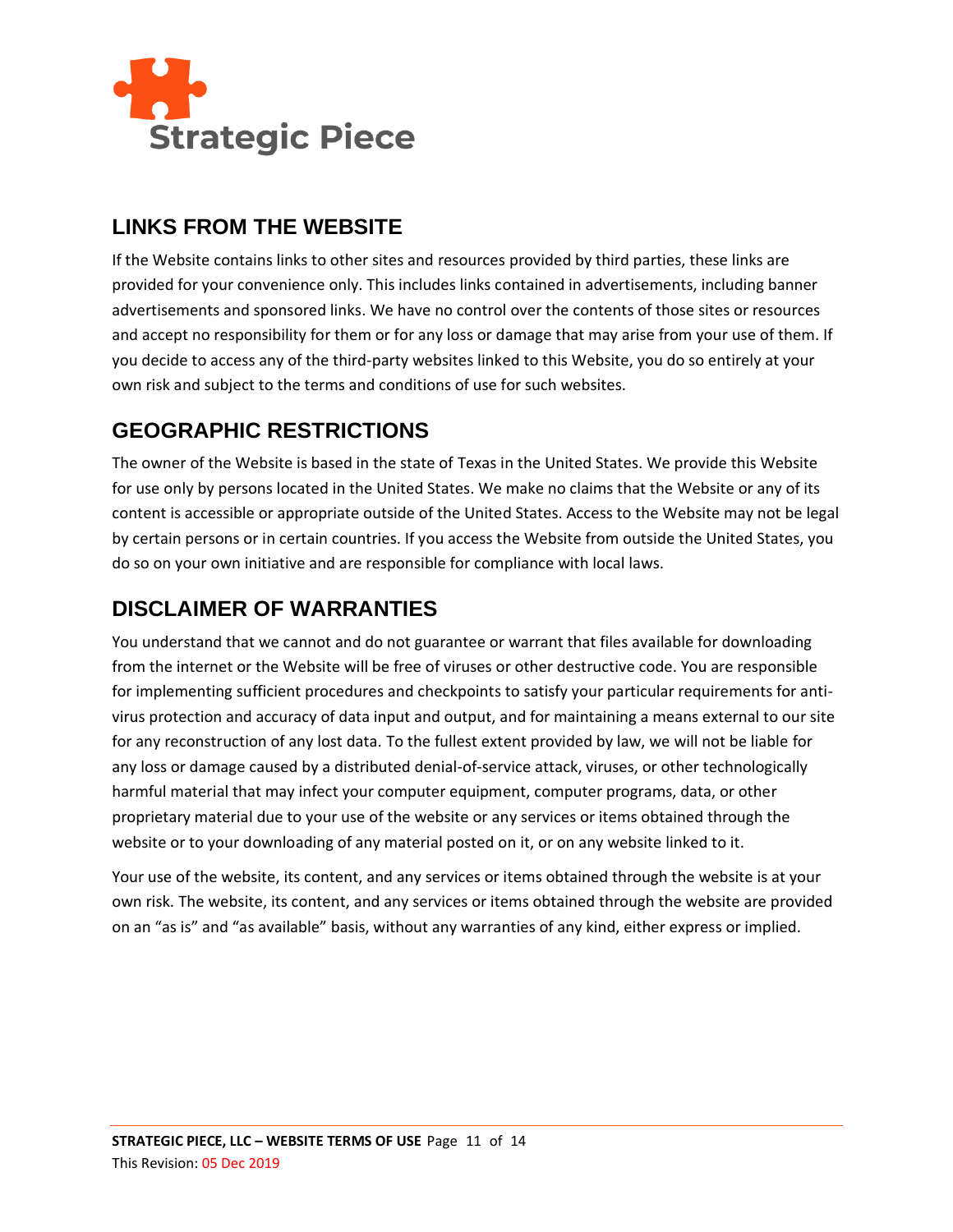## LINKS FROM THE WEBSITE

If the Website contains links to other sites and resources provided by third parties, these links are provided for your convenience only. This includes links contained in advertisements, including banner advertisements and sponsored links. We have no control over the contents of those sites or resources and accept no responsibility for them or for any loss or damage that may arise from your use of them. If you decide to access any of the third-party websites linked to this Website, you do so entirely at your own risk and subject to the terms and conditions of use for such websites.

## GEOGRAPHIC RESTRICTIONS

The owner of the Website is based in the state of Texas in the United States. We provide this Website for use only by persons located in the United States. We make no claims that the Website or any of its content is accessible or appropriate outside of the United States. Access to the Website may not be legal by certain persons or in certain countries. If you access the Website from outside the United States, you do so on your own initiative and are responsible for compliance with local laws.

## DISCLAIMER OF WARRANTIES

You understand that we cannot and do not guarantee or warrant that files available for downloading from the internet or the Website will be free of viruses or other destructive code. You are responsible for implementing sufficient procedures and checkpoints to satisfy your particular requirements for anti-virus protection and accuracy of data input and output, and for maintaining a means external to our site for any reconstruction of any lost data. To the fullest extent provided by law, we will not be liable for any loss or damage caused by a distributed denial-of-service attack, viruses, or other technologically harmful material that may infect your computer equipment, computer programs, data, or other proprietary material due to your use of the website or any services or items obtained through the website or to your downloading of any material posted on it, or on any website linked to it.

Your use of the website, its content, and any services or items obtained through the website is at your own risk. The website, its content, and any services or items obtained through the website are provided on an “as is” and “as available” basis, without any warranties of any kind, either express or implied.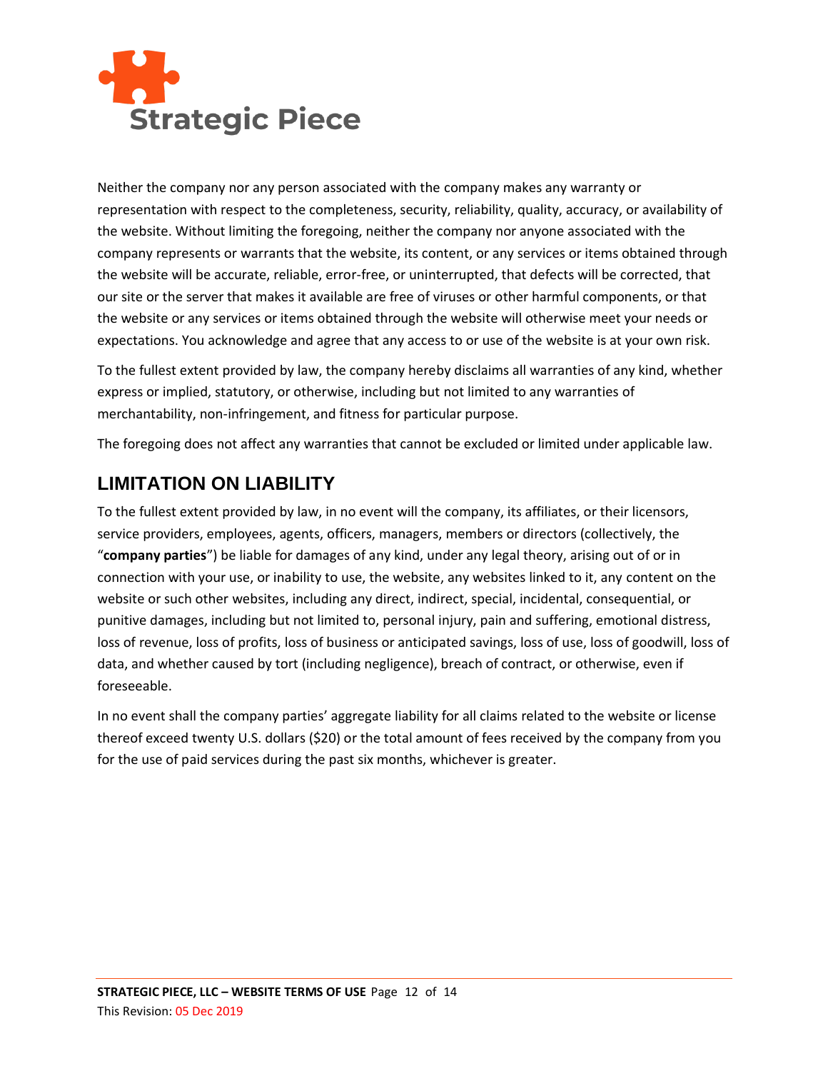Neither the company nor any person associated with the company makes any warranty or representation with respect to the completeness, security, reliability, quality, accuracy, or availability of the website. Without limiting the foregoing, neither the company nor anyone associated with the company represents or warrants that the website, its content, or any services or items obtained through the website will be accurate, reliable, error-free, or uninterrupted, that defects will be corrected, that our site or the server that makes it available are free of viruses or other harmful components, or that the website or any services or items obtained through the website will otherwise meet your needs or expectations. You acknowledge and agree that any access to or use of the website is at your own risk.

To the fullest extent provided by law, the company hereby disclaims all warranties of any kind, whether express or implied, statutory, or otherwise, including but not limited to any warranties of merchantability, non-infringement, and fitness for particular purpose.

The foregoing does not affect any warranties that cannot be excluded or limited under applicable law.

## LIMITATION ON LIABILITY

To the fullest extent provided by law, in no event will the company, its affiliates, or their licensors, service providers, employees, agents, officers, managers, members or directors (collectively, the "**company parties**") be liable for damages of any kind, under any legal theory, arising out of or in connection with your use, or inability to use, the website, any websites linked to it, any content on the website or such other websites, including any direct, indirect, special, incidental, consequential, or punitive damages, including but not limited to, personal injury, pain and suffering, emotional distress, loss of revenue, loss of profits, loss of business or anticipated savings, loss of use, loss of goodwill, loss of data, and whether caused by tort (including negligence), breach of contract, or otherwise, even if foreseeable.

In no event shall the company parties' aggregate liability for all claims related to the website or license thereof exceed twenty U.S. dollars ($20) or the total amount of fees received by the company from you for the use of paid services during the past six months, whichever is greater.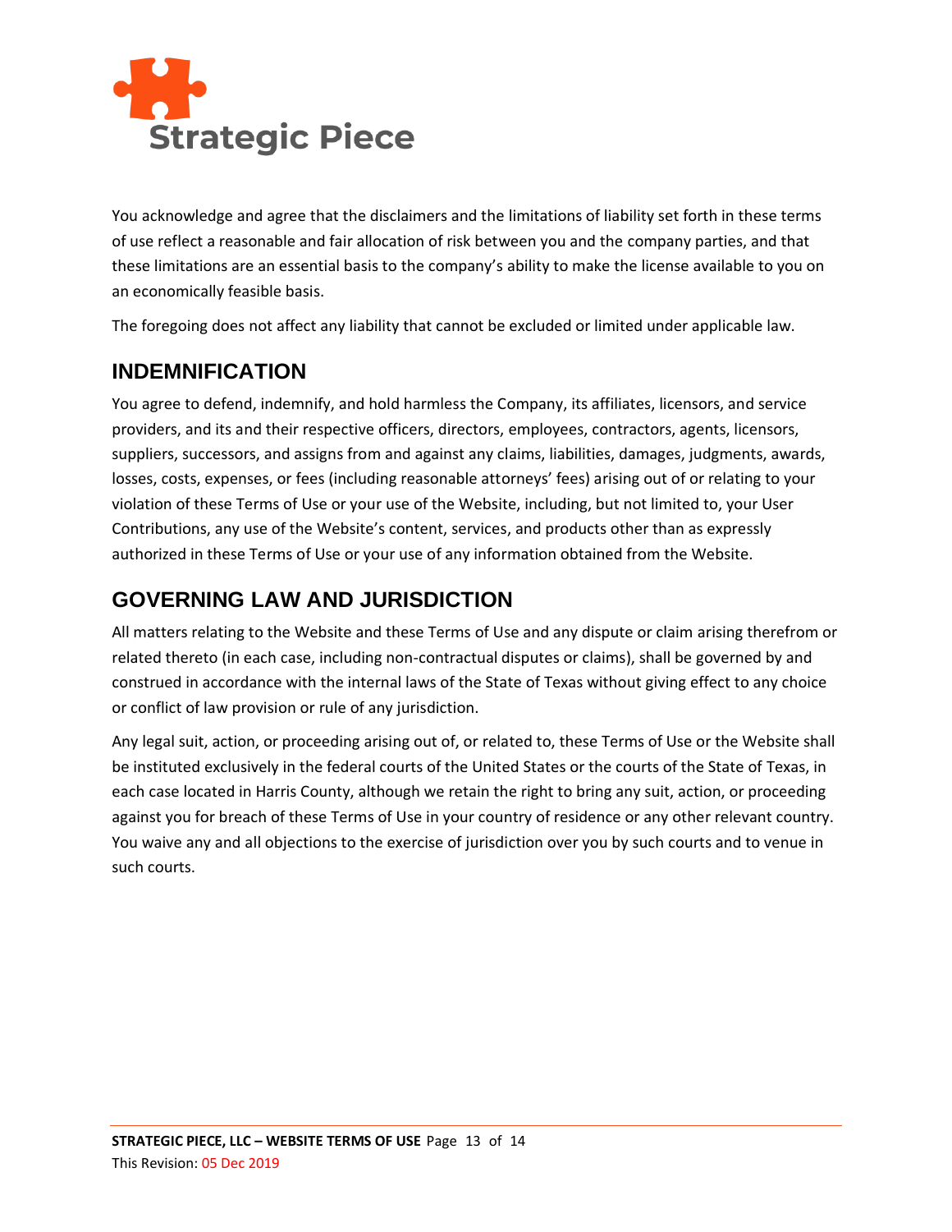You acknowledge and agree that the disclaimers and the limitations of liability set forth in these terms of use reflect a reasonable and fair allocation of risk between you and the company parties, and that these limitations are an essential basis to the company's ability to make the license available to you on an economically feasible basis.

The foregoing does not affect any liability that cannot be excluded or limited under applicable law.

## INDEMNIFICATION

You agree to defend, indemnify, and hold harmless the Company, its affiliates, licensors, and service providers, and its and their respective officers, directors, employees, contractors, agents, licensors, suppliers, successors, and assigns from and against any claims, liabilities, damages, judgments, awards, losses, costs, expenses, or fees (including reasonable attorneys' fees) arising out of or relating to your violation of these Terms of Use or your use of the Website, including, but not limited to, your User Contributions, any use of the Website's content, services, and products other than as expressly authorized in these Terms of Use or your use of any information obtained from the Website.

## GOVERNING LAW AND JURISDICTION

All matters relating to the Website and these Terms of Use and any dispute or claim arising therefrom or related thereto (in each case, including non-contractual disputes or claims), shall be governed by and construed in accordance with the internal laws of the State of Texas without giving effect to any choice or conflict of law provision or rule of any jurisdiction.

Any legal suit, action, or proceeding arising out of, or related to, these Terms of Use or the Website shall be instituted exclusively in the federal courts of the United States or the courts of the State of Texas, in each case located in Harris County, although we retain the right to bring any suit, action, or proceeding against you for breach of these Terms of Use in your country of residence or any other relevant country. You waive any and all objections to the exercise of jurisdiction over you by such courts and to venue in such courts.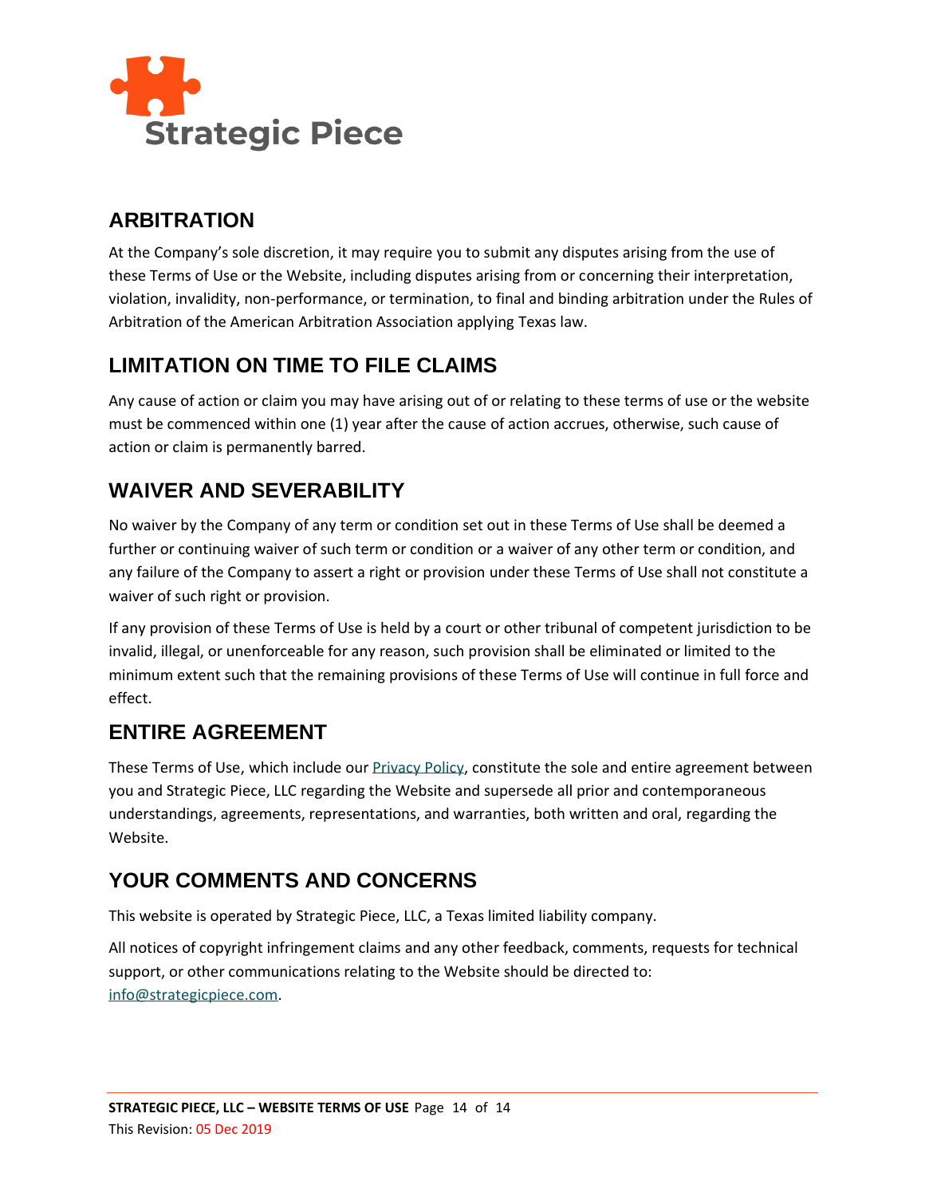## ARBITRATION

At the Company's sole discretion, it may require you to submit any disputes arising from the use of these Terms of Use or the Website, including disputes arising from or concerning their interpretation, violation, invalidity, non-performance, or termination, to final and binding arbitration under the Rules of Arbitration of the American Arbitration Association applying Texas law.

## LIMITATION ON TIME TO FILE CLAIMS

Any cause of action or claim you may have arising out of or relating to these terms of use or the website must be commenced within one (1) year after the cause of action accrues, otherwise, such cause of action or claim is permanently barred.

## WAIVER AND SEVERABILITY

No waiver by the Company of any term or condition set out in these Terms of Use shall be deemed a further or continuing waiver of such term or condition or a waiver of any other term or condition, and any failure of the Company to assert a right or provision under these Terms of Use shall not constitute a waiver of such right or provision.

If any provision of these Terms of Use is held by a court or other tribunal of competent jurisdiction to be invalid, illegal, or unenforceable for any reason, such provision shall be eliminated or limited to the minimum extent such that the remaining provisions of these Terms of Use will continue in full force and effect.

## ENTIRE AGREEMENT

These Terms of Use, which include our Privacy Policy, constitute the sole and entire agreement between you and Strategic Piece, LLC regarding the Website and supersede all prior and contemporaneous understandings, agreements, representations, and warranties, both written and oral, regarding the Website.

## YOUR COMMENTS AND CONCERNS

This website is operated by Strategic Piece, LLC, a Texas limited liability company.

All notices of copyright infringement claims and any other feedback, comments, requests for technical support, or other communications relating to the Website should be directed to: info@strategicpiece.com.